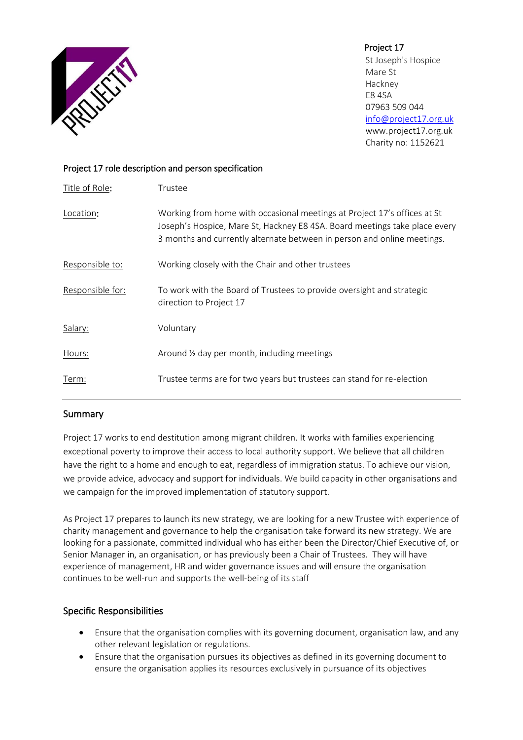**Project 17**
St Joseph's Hospice
Mare St
Hackney
E8 4SA
07963 509 044
info@project17.org.uk
www.project17.org.uk
Charity no: 1152621

## Project 17 role description and person specification

| | |
|---|---|
| Title of Role: | Trustee |
| Location: | Working from home with occasional meetings at Project 17's offices at St Joseph's Hospice, Mare St, Hackney E8 4SA. Board meetings take place every 3 months and currently alternate between in person and online meetings. |
| Responsible to: | Working closely with the Chair and other trustees |
| Responsible for: | To work with the Board of Trustees to provide oversight and strategic direction to Project 17 |
| Salary: | Voluntary |
| Hours: | Around ½ day per month, including meetings |
| Term: | Trustee terms are for two years but trustees can stand for re-election |

## Summary

Project 17 works to end destitution among migrant children. It works with families experiencing exceptional poverty to improve their access to local authority support. We believe that all children have the right to a home and enough to eat, regardless of immigration status. To achieve our vision, we provide advice, advocacy and support for individuals. We build capacity in other organisations and we campaign for the improved implementation of statutory support.

As Project 17 prepares to launch its new strategy, we are looking for a new Trustee with experience of charity management and governance to help the organisation take forward its new strategy. We are looking for a passionate, committed individual who has either been the Director/Chief Executive of, or Senior Manager in, an organisation, or has previously been a Chair of Trustees. They will have experience of management, HR and wider governance issues and will ensure the organisation continues to be well-run and supports the well-being of its staff

## Specific Responsibilities

- Ensure that the organisation complies with its governing document, organisation law, and any other relevant legislation or regulations.
- Ensure that the organisation pursues its objectives as defined in its governing document to ensure the organisation applies its resources exclusively in pursuance of its objectives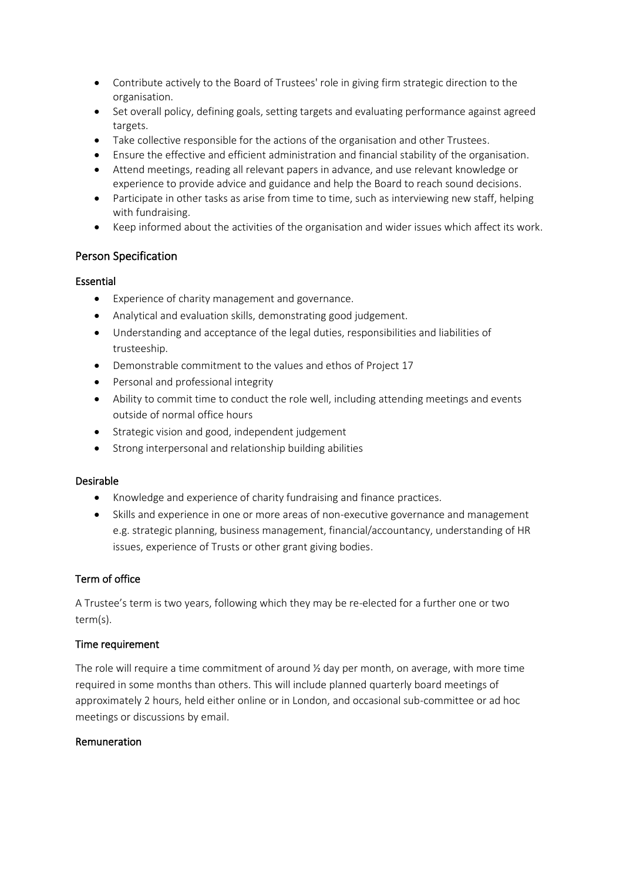- Contribute actively to the Board of Trustees' role in giving firm strategic direction to the organisation.
- Set overall policy, defining goals, setting targets and evaluating performance against agreed targets.
- Take collective responsible for the actions of the organisation and other Trustees.
- Ensure the effective and efficient administration and financial stability of the organisation.
- Attend meetings, reading all relevant papers in advance, and use relevant knowledge or experience to provide advice and guidance and help the Board to reach sound decisions.
- Participate in other tasks as arise from time to time, such as interviewing new staff, helping with fundraising.
- Keep informed about the activities of the organisation and wider issues which affect its work.

## Person Specification

### Essential

- Experience of charity management and governance.
- Analytical and evaluation skills, demonstrating good judgement.
- Understanding and acceptance of the legal duties, responsibilities and liabilities of trusteeship.
- Demonstrable commitment to the values and ethos of Project 17
- Personal and professional integrity
- Ability to commit time to conduct the role well, including attending meetings and events outside of normal office hours
- Strategic vision and good, independent judgement
- Strong interpersonal and relationship building abilities

### Desirable

- Knowledge and experience of charity fundraising and finance practices.
- Skills and experience in one or more areas of non-executive governance and management e.g. strategic planning, business management, financial/accountancy, understanding of HR issues, experience of Trusts or other grant giving bodies.

### Term of office

A Trustee's term is two years, following which they may be re-elected for a further one or two term(s).

### Time requirement

The role will require a time commitment of around ½ day per month, on average, with more time required in some months than others. This will include planned quarterly board meetings of approximately 2 hours, held either online or in London, and occasional sub-committee or ad hoc meetings or discussions by email.

### Remuneration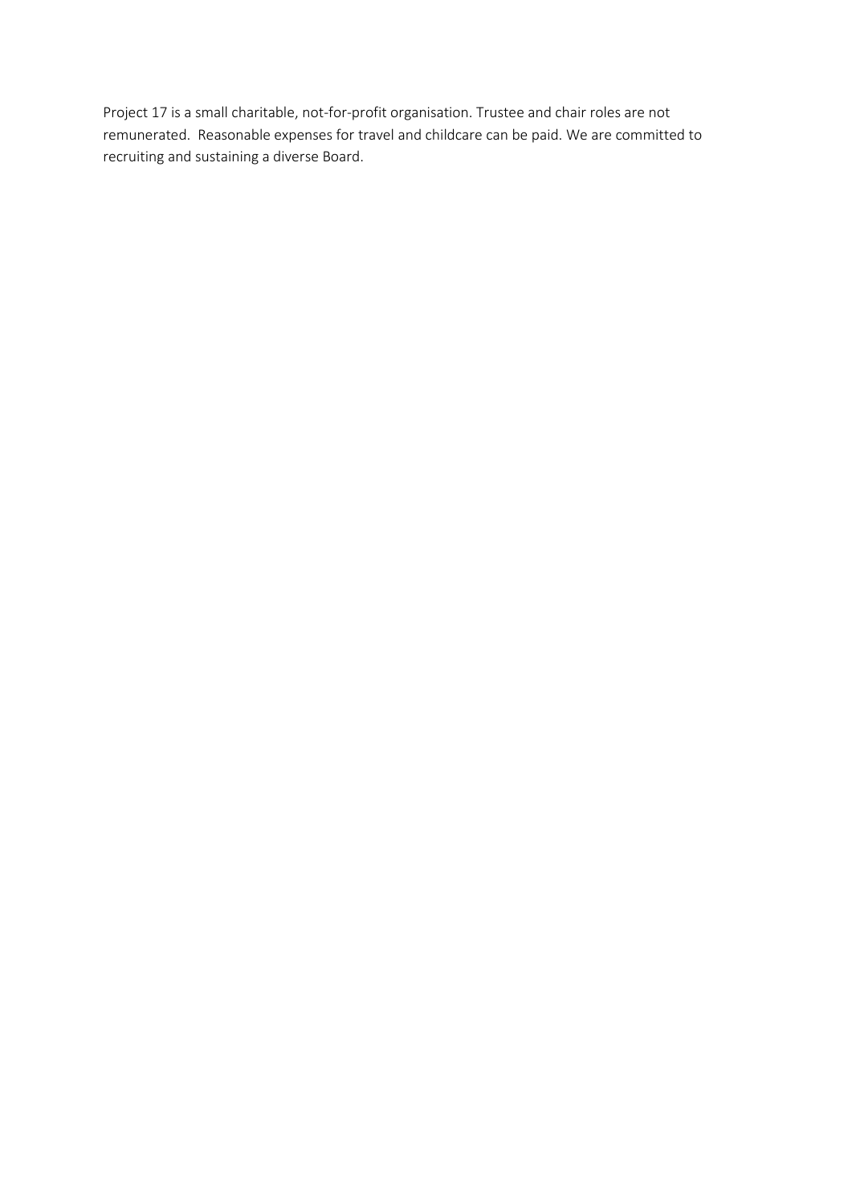Project 17 is a small charitable, not-for-profit organisation. Trustee and chair roles are not remunerated. Reasonable expenses for travel and childcare can be paid. We are committed to recruiting and sustaining a diverse Board.